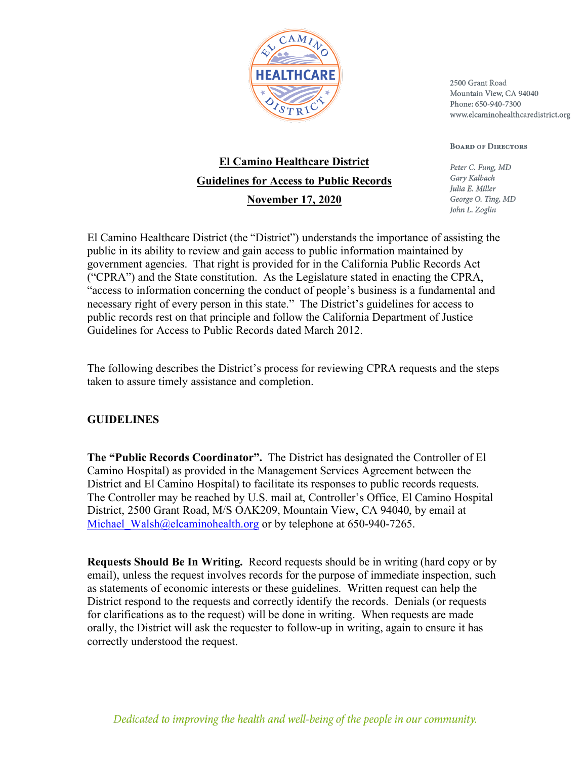2500 Grant Road
Mountain View, CA 94040
Phone: 650-940-7300
www.elcaminohealthcaredistrict.org

**Board of Directors**

*Peter C. Fung, MD*
*Gary Kalbach*
*Julia E. Miller*
*George O. Ting, MD*
*John L. Zoglin*

# El Camino Healthcare District
## Guidelines for Access to Public Records
## November 17, 2020

El Camino Healthcare District (the "District") understands the importance of assisting the public in its ability to review and gain access to public information maintained by government agencies. That right is provided for in the California Public Records Act ("CPRA") and the State constitution. As the Legislature stated in enacting the CPRA, "access to information concerning the conduct of people's business is a fundamental and necessary right of every person in this state." The District's guidelines for access to public records rest on that principle and follow the California Department of Justice Guidelines for Access to Public Records dated March 2012.

The following describes the District's process for reviewing CPRA requests and the steps taken to assure timely assistance and completion.

### GUIDELINES

**The "Public Records Coordinator".** The District has designated the Controller of El Camino Hospital) as provided in the Management Services Agreement between the District and El Camino Hospital) to facilitate its responses to public records requests. The Controller may be reached by U.S. mail at, Controller's Office, El Camino Hospital District, 2500 Grant Road, M/S OAK209, Mountain View, CA 94040, by email at Michael_Walsh@elcaminohealth.org or by telephone at 650-940-7265.

**Requests Should Be In Writing.** Record requests should be in writing (hard copy or by email), unless the request involves records for the purpose of immediate inspection, such as statements of economic interests or these guidelines. Written request can help the District respond to the requests and correctly identify the records. Denials (or requests for clarifications as to the request) will be done in writing. When requests are made orally, the District will ask the requester to follow-up in writing, again to ensure it has correctly understood the request.

*Dedicated to improving the health and well-being of the people in our community.*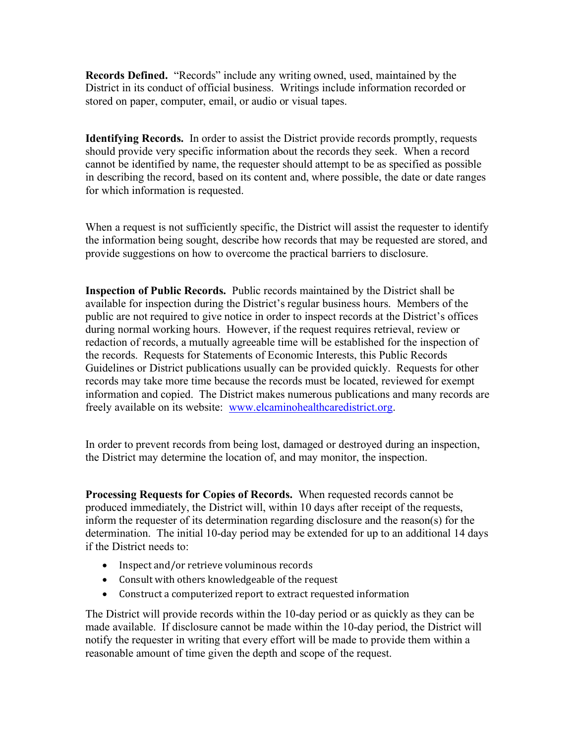**Records Defined.** "Records" include any writing owned, used, maintained by the District in its conduct of official business. Writings include information recorded or stored on paper, computer, email, or audio or visual tapes.

**Identifying Records.** In order to assist the District provide records promptly, requests should provide very specific information about the records they seek. When a record cannot be identified by name, the requester should attempt to be as specified as possible in describing the record, based on its content and, where possible, the date or date ranges for which information is requested.

When a request is not sufficiently specific, the District will assist the requester to identify the information being sought, describe how records that may be requested are stored, and provide suggestions on how to overcome the practical barriers to disclosure.

**Inspection of Public Records.** Public records maintained by the District shall be available for inspection during the District's regular business hours. Members of the public are not required to give notice in order to inspect records at the District's offices during normal working hours. However, if the request requires retrieval, review or redaction of records, a mutually agreeable time will be established for the inspection of the records. Requests for Statements of Economic Interests, this Public Records Guidelines or District publications usually can be provided quickly. Requests for other records may take more time because the records must be located, reviewed for exempt information and copied. The District makes numerous publications and many records are freely available on its website: [www.elcaminohealthcaredistrict.org](http://www.elcaminohealthcaredistrict.org).

In order to prevent records from being lost, damaged or destroyed during an inspection, the District may determine the location of, and may monitor, the inspection.

**Processing Requests for Copies of Records.** When requested records cannot be produced immediately, the District will, within 10 days after receipt of the requests, inform the requester of its determination regarding disclosure and the reason(s) for the determination. The initial 10-day period may be extended for up to an additional 14 days if the District needs to:

- Inspect and/or retrieve voluminous records
- Consult with others knowledgeable of the request
- Construct a computerized report to extract requested information

The District will provide records within the 10-day period or as quickly as they can be made available. If disclosure cannot be made within the 10-day period, the District will notify the requester in writing that every effort will be made to provide them within a reasonable amount of time given the depth and scope of the request.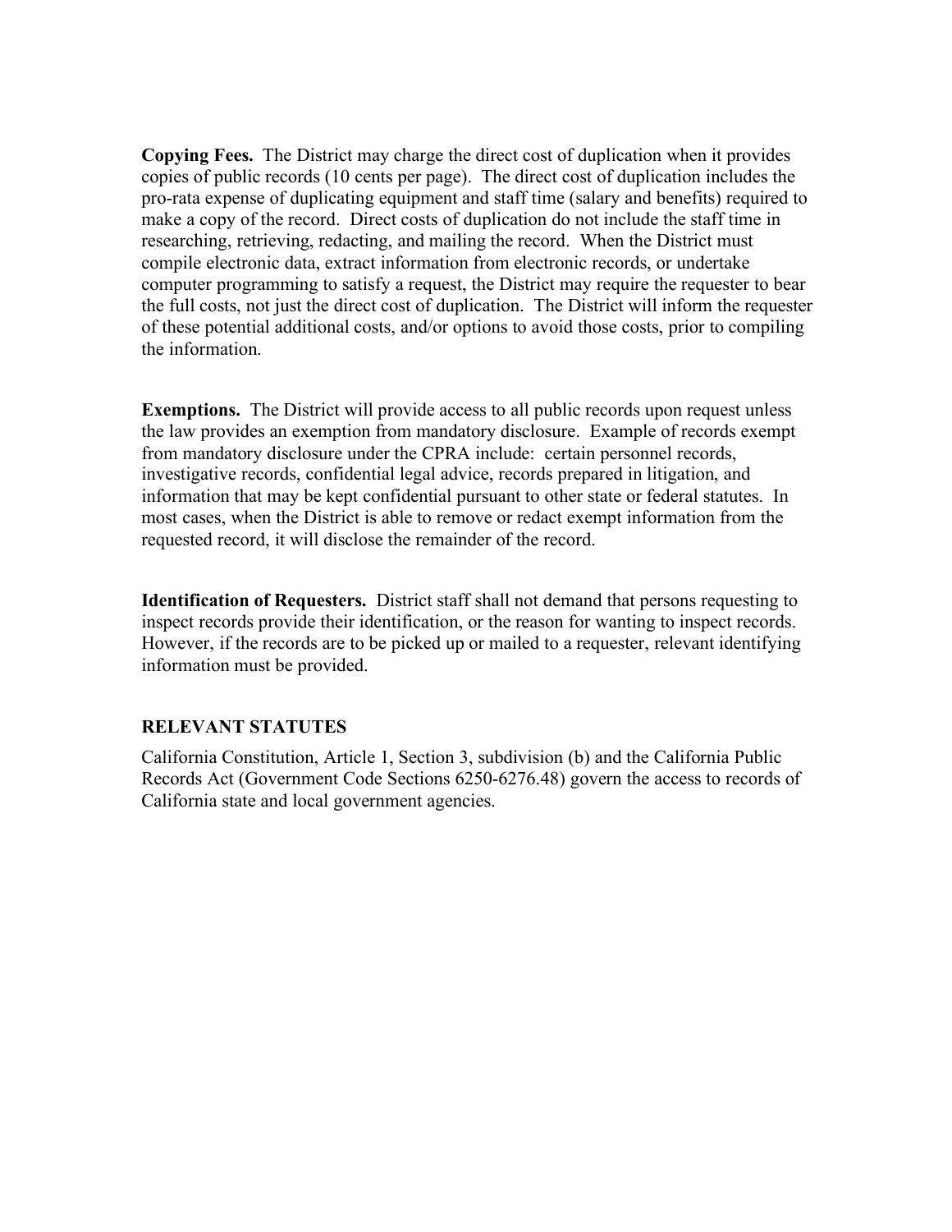**Copying Fees.** The District may charge the direct cost of duplication when it provides copies of public records (10 cents per page). The direct cost of duplication includes the pro-rata expense of duplicating equipment and staff time (salary and benefits) required to make a copy of the record. Direct costs of duplication do not include the staff time in researching, retrieving, redacting, and mailing the record. When the District must compile electronic data, extract information from electronic records, or undertake computer programming to satisfy a request, the District may require the requester to bear the full costs, not just the direct cost of duplication. The District will inform the requester of these potential additional costs, and/or options to avoid those costs, prior to compiling the information.

**Exemptions.** The District will provide access to all public records upon request unless the law provides an exemption from mandatory disclosure. Example of records exempt from mandatory disclosure under the CPRA include: certain personnel records, investigative records, confidential legal advice, records prepared in litigation, and information that may be kept confidential pursuant to other state or federal statutes. In most cases, when the District is able to remove or redact exempt information from the requested record, it will disclose the remainder of the record.

**Identification of Requesters.** District staff shall not demand that persons requesting to inspect records provide their identification, or the reason for wanting to inspect records. However, if the records are to be picked up or mailed to a requester, relevant identifying information must be provided.

**RELEVANT STATUTES**

California Constitution, Article 1, Section 3, subdivision (b) and the California Public Records Act (Government Code Sections 6250-6276.48) govern the access to records of California state and local government agencies.